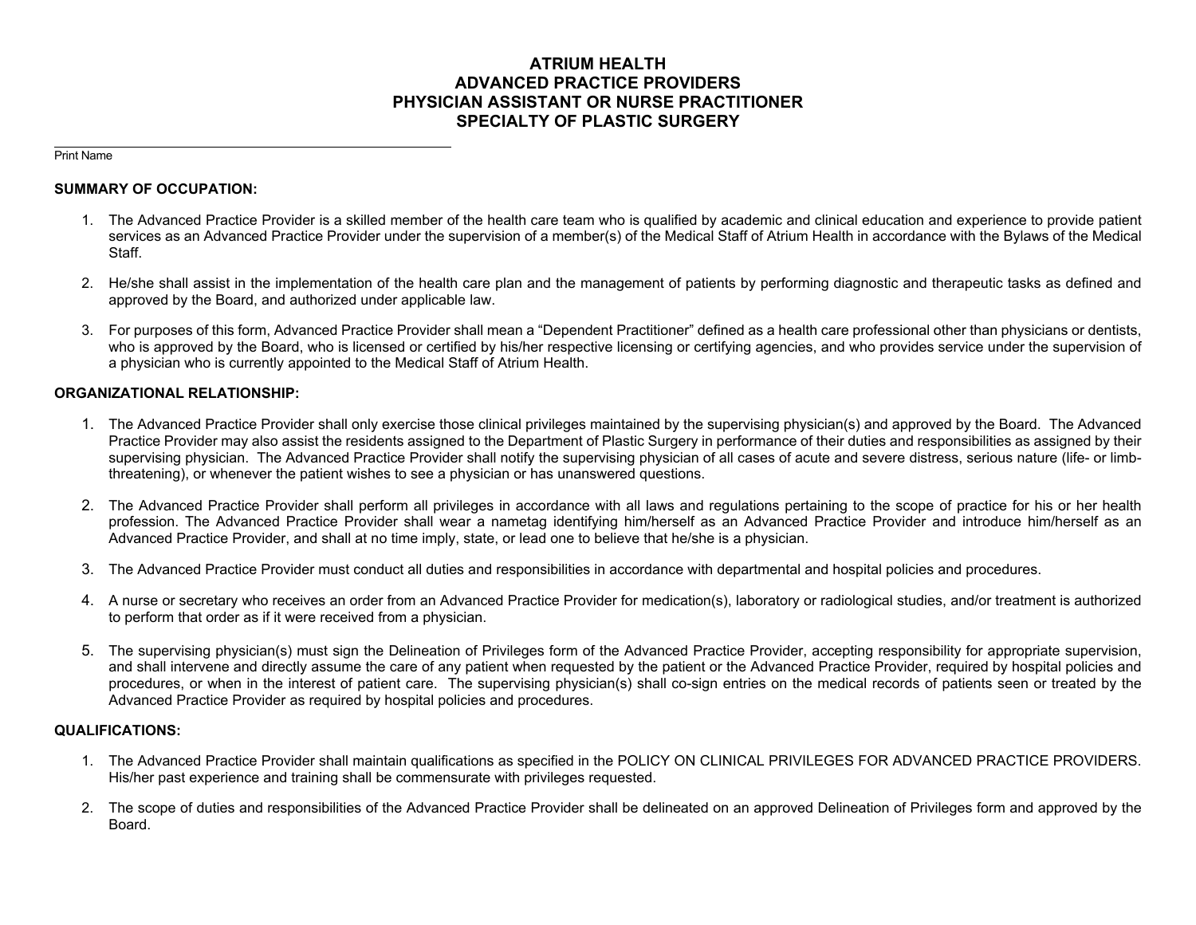# ATRIUM HEALTH
# ADVANCED PRACTICE PROVIDERS
# PHYSICIAN ASSISTANT OR NURSE PRACTITIONER
# SPECIALTY OF PLASTIC SURGERY

______________________________________________
Print Name

**SUMMARY OF OCCUPATION:**

1. The Advanced Practice Provider is a skilled member of the health care team who is qualified by academic and clinical education and experience to provide patient services as an Advanced Practice Provider under the supervision of a member(s) of the Medical Staff of Atrium Health in accordance with the Bylaws of the Medical Staff.

2. He/she shall assist in the implementation of the health care plan and the management of patients by performing diagnostic and therapeutic tasks as defined and approved by the Board, and authorized under applicable law.

3. For purposes of this form, Advanced Practice Provider shall mean a "Dependent Practitioner" defined as a health care professional other than physicians or dentists, who is approved by the Board, who is licensed or certified by his/her respective licensing or certifying agencies, and who provides service under the supervision of a physician who is currently appointed to the Medical Staff of Atrium Health.

**ORGANIZATIONAL RELATIONSHIP:**

1. The Advanced Practice Provider shall only exercise those clinical privileges maintained by the supervising physician(s) and approved by the Board. The Advanced Practice Provider may also assist the residents assigned to the Department of Plastic Surgery in performance of their duties and responsibilities as assigned by their supervising physician. The Advanced Practice Provider shall notify the supervising physician of all cases of acute and severe distress, serious nature (life- or limb-threatening), or whenever the patient wishes to see a physician or has unanswered questions.

2. The Advanced Practice Provider shall perform all privileges in accordance with all laws and regulations pertaining to the scope of practice for his or her health profession. The Advanced Practice Provider shall wear a nametag identifying him/herself as an Advanced Practice Provider and introduce him/herself as an Advanced Practice Provider, and shall at no time imply, state, or lead one to believe that he/she is a physician.

3. The Advanced Practice Provider must conduct all duties and responsibilities in accordance with departmental and hospital policies and procedures.

4. A nurse or secretary who receives an order from an Advanced Practice Provider for medication(s), laboratory or radiological studies, and/or treatment is authorized to perform that order as if it were received from a physician.

5. The supervising physician(s) must sign the Delineation of Privileges form of the Advanced Practice Provider, accepting responsibility for appropriate supervision, and shall intervene and directly assume the care of any patient when requested by the patient or the Advanced Practice Provider, required by hospital policies and procedures, or when in the interest of patient care. The supervising physician(s) shall co-sign entries on the medical records of patients seen or treated by the Advanced Practice Provider as required by hospital policies and procedures.

**QUALIFICATIONS:**

1. The Advanced Practice Provider shall maintain qualifications as specified in the POLICY ON CLINICAL PRIVILEGES FOR ADVANCED PRACTICE PROVIDERS. His/her past experience and training shall be commensurate with privileges requested.

2. The scope of duties and responsibilities of the Advanced Practice Provider shall be delineated on an approved Delineation of Privileges form and approved by the Board.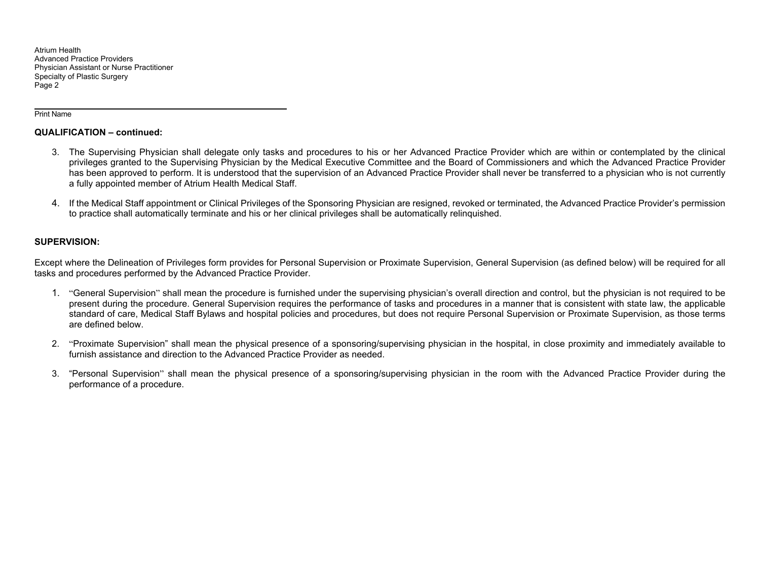Print Name

**QUALIFICATION – continued:**

3. The Supervising Physician shall delegate only tasks and procedures to his or her Advanced Practice Provider which are within or contemplated by the clinical privileges granted to the Supervising Physician by the Medical Executive Committee and the Board of Commissioners and which the Advanced Practice Provider has been approved to perform. It is understood that the supervision of an Advanced Practice Provider shall never be transferred to a physician who is not currently a fully appointed member of Atrium Health Medical Staff.

4. If the Medical Staff appointment or Clinical Privileges of the Sponsoring Physician are resigned, revoked or terminated, the Advanced Practice Provider's permission to practice shall automatically terminate and his or her clinical privileges shall be automatically relinquished.

**SUPERVISION:**

Except where the Delineation of Privileges form provides for Personal Supervision or Proximate Supervision, General Supervision (as defined below) will be required for all tasks and procedures performed by the Advanced Practice Provider.

1. "General Supervision" shall mean the procedure is furnished under the supervising physician's overall direction and control, but the physician is not required to be present during the procedure. General Supervision requires the performance of tasks and procedures in a manner that is consistent with state law, the applicable standard of care, Medical Staff Bylaws and hospital policies and procedures, but does not require Personal Supervision or Proximate Supervision, as those terms are defined below.

2. "Proximate Supervision" shall mean the physical presence of a sponsoring/supervising physician in the hospital, in close proximity and immediately available to furnish assistance and direction to the Advanced Practice Provider as needed.

3. "Personal Supervision" shall mean the physical presence of a sponsoring/supervising physician in the room with the Advanced Practice Provider during the performance of a procedure.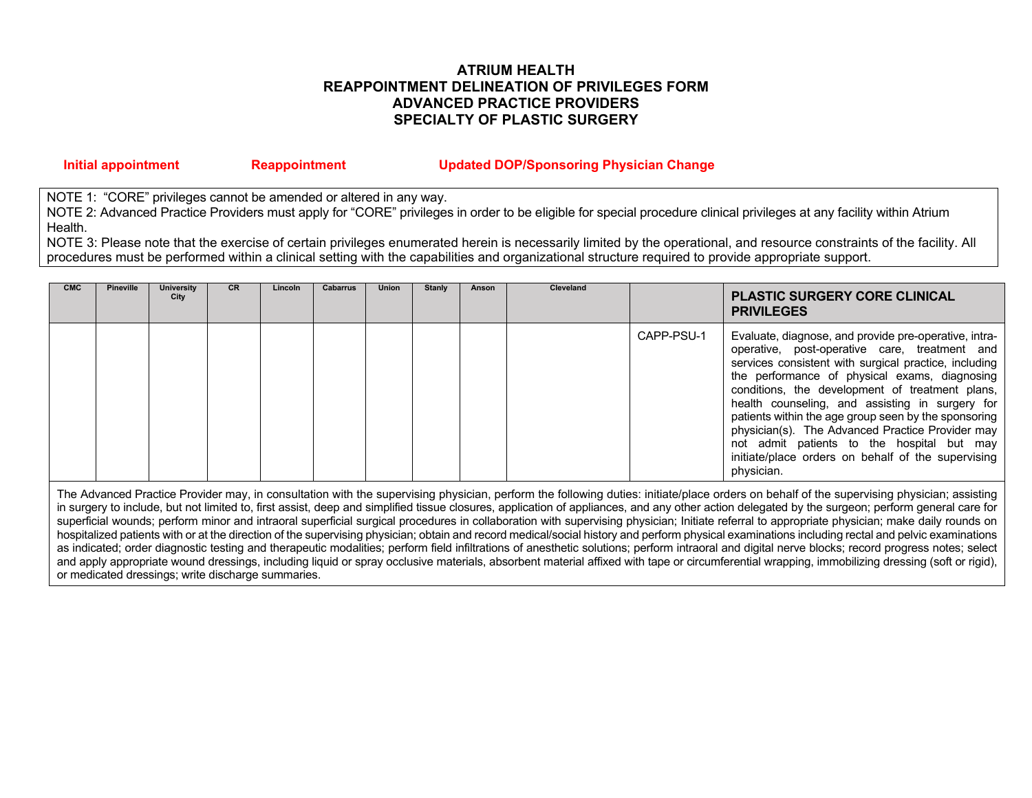# ATRIUM HEALTH
# REAPPOINTMENT DELINEATION OF PRIVILEGES FORM
# ADVANCED PRACTICE PROVIDERS
# SPECIALTY OF PLASTIC SURGERY

**Initial appointment** **Reappointment** **Updated DOP/Sponsoring Physician Change**

NOTE 1: "CORE" privileges cannot be amended or altered in any way.
NOTE 2: Advanced Practice Providers must apply for "CORE" privileges in order to be eligible for special procedure clinical privileges at any facility within Atrium Health.
NOTE 3: Please note that the exercise of certain privileges enumerated herein is necessarily limited by the operational, and resource constraints of the facility. All procedures must be performed within a clinical setting with the capabilities and organizational structure required to provide appropriate support.

| CMC | Pineville | University City | CR | Lincoln | Cabarrus | Union | Stanly | Anson | Cleveland | | PLASTIC SURGERY CORE CLINICAL PRIVILEGES |
|---|---|---|---|---|---|---|---|---|---|---|---|
| | | | | | | | | | | CAPP-PSU-1 | Evaluate, diagnose, and provide pre-operative, intra-operative, post-operative care, treatment and services consistent with surgical practice, including the performance of physical exams, diagnosing conditions, the development of treatment plans, health counseling, and assisting in surgery for patients within the age group seen by the sponsoring physician(s). The Advanced Practice Provider may not admit patients to the hospital but may initiate/place orders on behalf of the supervising physician. |

The Advanced Practice Provider may, in consultation with the supervising physician, perform the following duties: initiate/place orders on behalf of the supervising physician; assisting in surgery to include, but not limited to, first assist, deep and simplified tissue closures, application of appliances, and any other action delegated by the surgeon; perform general care for superficial wounds; perform minor and intraoral superficial surgical procedures in collaboration with supervising physician; Initiate referral to appropriate physician; make daily rounds on hospitalized patients with or at the direction of the supervising physician; obtain and record medical/social history and perform physical examinations including rectal and pelvic examinations as indicated; order diagnostic testing and therapeutic modalities; perform field infiltrations of anesthetic solutions; perform intraoral and digital nerve blocks; record progress notes; select and apply appropriate wound dressings, including liquid or spray occlusive materials, absorbent material affixed with tape or circumferential wrapping, immobilizing dressing (soft or rigid), or medicated dressings; write discharge summaries.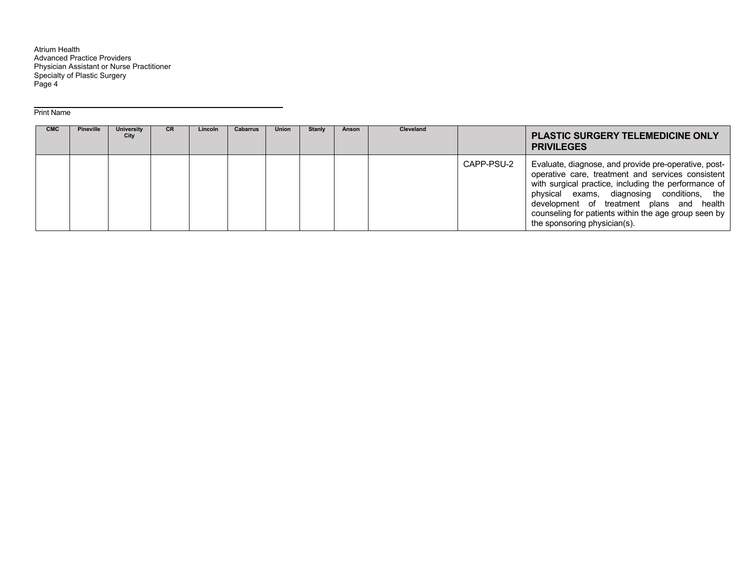Print Name

| CMC | Pineville | University City | CR | Lincoln | Cabarrus | Union | Stanly | Anson | Cleveland | | PLASTIC SURGERY TELEMEDICINE ONLY PRIVILEGES |
|---|---|---|---|---|---|---|---|---|---|---|---|
| | | | | | | | | | | CAPP-PSU-2 | Evaluate, diagnose, and provide pre-operative, post-operative care, treatment and services consistent with surgical practice, including the performance of physical exams, diagnosing conditions, the development of treatment plans and health counseling for patients within the age group seen by the sponsoring physician(s). |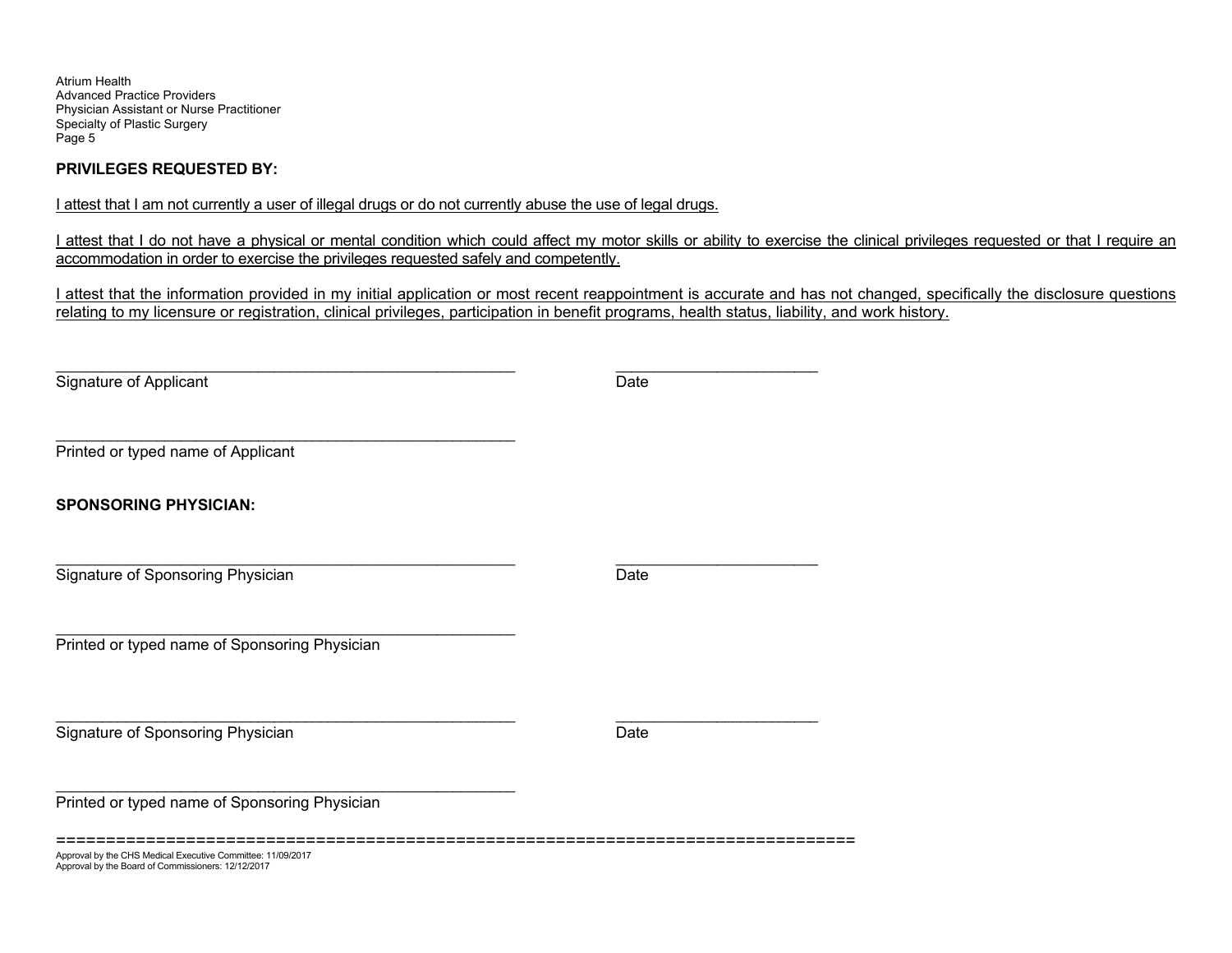**PRIVILEGES REQUESTED BY:**

I attest that I am not currently a user of illegal drugs or do not currently abuse the use of legal drugs.

I attest that I do not have a physical or mental condition which could affect my motor skills or ability to exercise the clinical privileges requested or that I require an accommodation in order to exercise the privileges requested safely and competently.

I attest that the information provided in my initial application or most recent reappointment is accurate and has not changed, specifically the disclosure questions relating to my licensure or registration, clinical privileges, participation in benefit programs, health status, liability, and work history.

_______________________________________________________ _______________________

Signature of Applicant Date

_______________________________________________________

Printed or typed name of Applicant

**SPONSORING PHYSICIAN:**

_______________________________________________________ _______________________

Signature of Sponsoring Physician Date

_______________________________________________________

Printed or typed name of Sponsoring Physician

_______________________________________________________ _______________________

Signature of Sponsoring Physician Date

_______________________________________________________

Printed or typed name of Sponsoring Physician

================================================================================

Approval by the CHS Medical Executive Committee: 11/09/2017
Approval by the Board of Commissioners: 12/12/2017